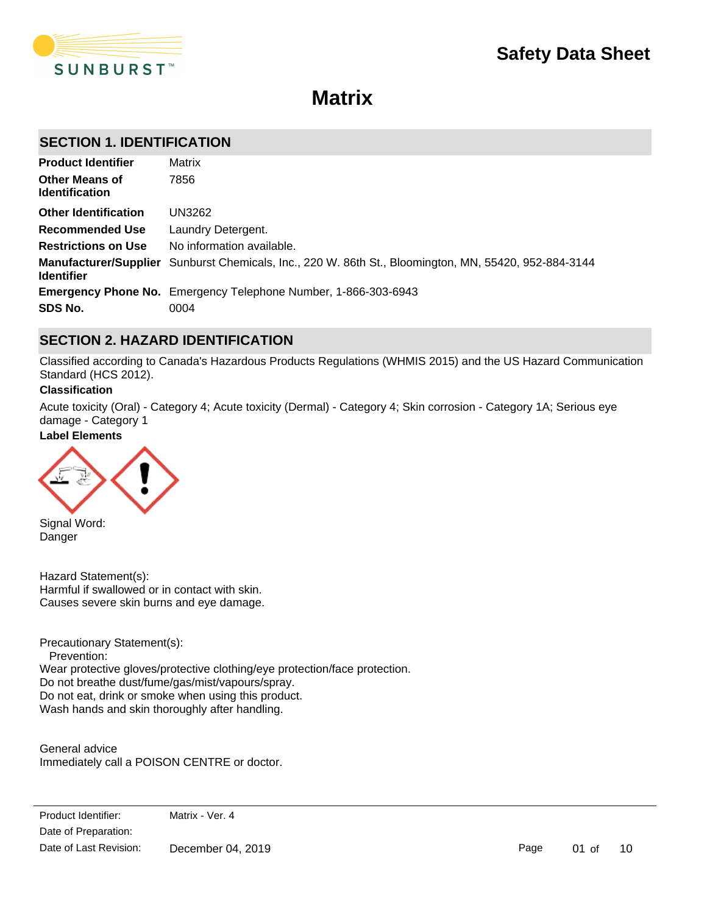# Safety Data Sheet

# Matrix

## SECTION 1. IDENTIFICATION

| | |
|---|---|
| **Product Identifier** | Matrix |
| **Other Means of Identification** | 7856 |
| **Other Identification** | UN3262 |
| **Recommended Use** | Laundry Detergent. |
| **Restrictions on Use** | No information available. |
| **Manufacturer/Supplier Identifier** | Sunburst Chemicals, Inc., 220 W. 86th St., Bloomington, MN, 55420, 952-884-3144 |
| **Emergency Phone No.** | Emergency Telephone Number, 1-866-303-6943 |
| **SDS No.** | 0004 |

## SECTION 2. HAZARD IDENTIFICATION

Classified according to Canada's Hazardous Products Regulations (WHMIS 2015) and the US Hazard Communication Standard (HCS 2012).

**Classification**

Acute toxicity (Oral) - Category 4; Acute toxicity (Dermal) - Category 4; Skin corrosion - Category 1A; Serious eye damage - Category 1

**Label Elements**

Signal Word:
Danger

Hazard Statement(s):
Harmful if swallowed or in contact with skin.
Causes severe skin burns and eye damage.

Precautionary Statement(s):
Prevention:
Wear protective gloves/protective clothing/eye protection/face protection.
Do not breathe dust/fume/gas/mist/vapours/spray.
Do not eat, drink or smoke when using this product.
Wash hands and skin thoroughly after handling.

General advice
Immediately call a POISON CENTRE or doctor.

Product Identifier: Matrix - Ver. 4
Date of Preparation:
Date of Last Revision: December 04, 2019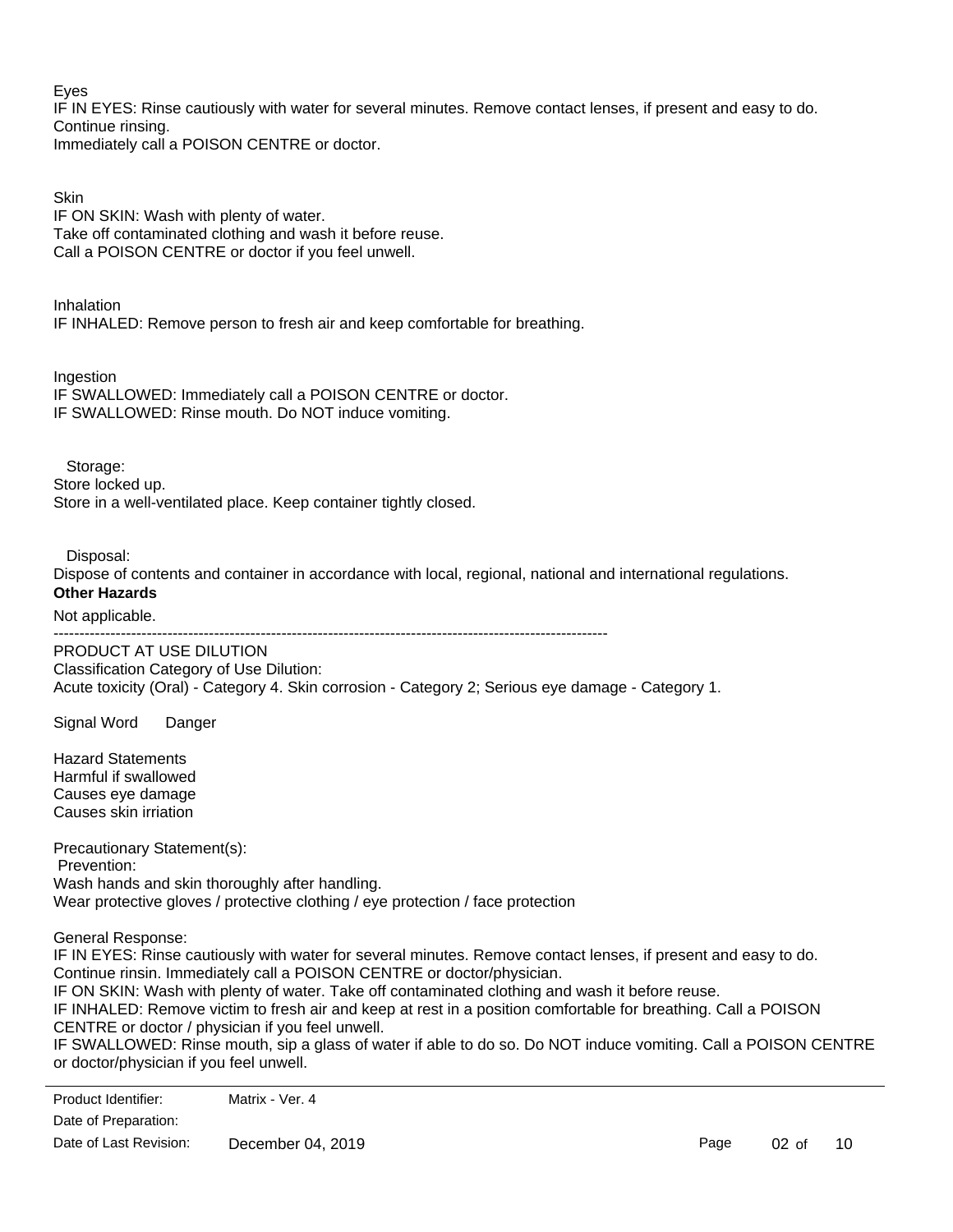Eyes

IF IN EYES: Rinse cautiously with water for several minutes. Remove contact lenses, if present and easy to do. Continue rinsing.

Immediately call a POISON CENTRE or doctor.

Skin

IF ON SKIN: Wash with plenty of water.

Take off contaminated clothing and wash it before reuse.

Call a POISON CENTRE or doctor if you feel unwell.

Inhalation

IF INHALED: Remove person to fresh air and keep comfortable for breathing.

Ingestion

IF SWALLOWED: Immediately call a POISON CENTRE or doctor.

IF SWALLOWED: Rinse mouth. Do NOT induce vomiting.

Storage:

Store locked up.

Store in a well-ventilated place. Keep container tightly closed.

Disposal:

Dispose of contents and container in accordance with local, regional, national and international regulations.

**Other Hazards**

Not applicable.

---

PRODUCT AT USE DILUTION

Classification Category of Use Dilution:

Acute toxicity (Oral) - Category 4. Skin corrosion - Category 2; Serious eye damage - Category 1.

Signal Word Danger

Hazard Statements

Harmful if swallowed

Causes eye damage

Causes skin irriation

Precautionary Statement(s):

Prevention:

Wash hands and skin thoroughly after handling.

Wear protective gloves / protective clothing / eye protection / face protection

General Response:

IF IN EYES: Rinse cautiously with water for several minutes. Remove contact lenses, if present and easy to do. Continue rinsin. Immediately call a POISON CENTRE or doctor/physician.

IF ON SKIN: Wash with plenty of water. Take off contaminated clothing and wash it before reuse.

IF INHALED: Remove victim to fresh air and keep at rest in a position comfortable for breathing. Call a POISON CENTRE or doctor / physician if you feel unwell.

IF SWALLOWED: Rinse mouth, sip a glass of water if able to do so. Do NOT induce vomiting. Call a POISON CENTRE or doctor/physician if you feel unwell.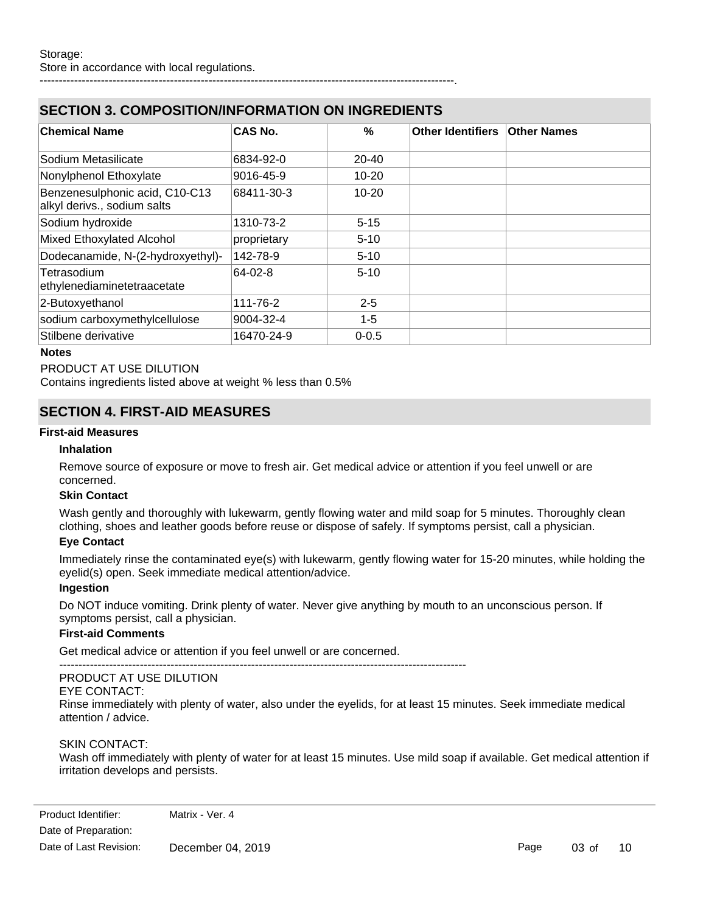Storage:
Store in accordance with local regulations.
-----------------------------------------------------------------------------------------------------------.

## SECTION 3. COMPOSITION/INFORMATION ON INGREDIENTS

| Chemical Name | CAS No. | % | Other Identifiers | Other Names |
|---|---|---|---|---|
| Sodium Metasilicate | 6834-92-0 | 20-40 | | |
| Nonylphenol Ethoxylate | 9016-45-9 | 10-20 | | |
| Benzenesulphonic acid, C10-C13 alkyl derivs., sodium salts | 68411-30-3 | 10-20 | | |
| Sodium hydroxide | 1310-73-2 | 5-15 | | |
| Mixed Ethoxylated Alcohol | proprietary | 5-10 | | |
| Dodecanamide, N-(2-hydroxyethyl)- | 142-78-9 | 5-10 | | |
| Tetrasodium ethylenediaminetetraacetate | 64-02-8 | 5-10 | | |
| 2-Butoxyethanol | 111-76-2 | 2-5 | | |
| sodium carboxymethylcellulose | 9004-32-4 | 1-5 | | |
| Stilbene derivative | 16470-24-9 | 0-0.5 | | |

**Notes**

PRODUCT AT USE DILUTION
Contains ingredients listed above at weight % less than 0.5%

## SECTION 4. FIRST-AID MEASURES

**First-aid Measures**

**Inhalation**

Remove source of exposure or move to fresh air. Get medical advice or attention if you feel unwell or are concerned.

**Skin Contact**

Wash gently and thoroughly with lukewarm, gently flowing water and mild soap for 5 minutes. Thoroughly clean clothing, shoes and leather goods before reuse or dispose of safely. If symptoms persist, call a physician.

**Eye Contact**

Immediately rinse the contaminated eye(s) with lukewarm, gently flowing water for 15-20 minutes, while holding the eyelid(s) open. Seek immediate medical attention/advice.

**Ingestion**

Do NOT induce vomiting. Drink plenty of water. Never give anything by mouth to an unconscious person. If symptoms persist, call a physician.

**First-aid Comments**

Get medical advice or attention if you feel unwell or are concerned.

---------------------------------------------------------------------------------------------------------

PRODUCT AT USE DILUTION
EYE CONTACT:
Rinse immediately with plenty of water, also under the eyelids, for at least 15 minutes. Seek immediate medical attention / advice.

SKIN CONTACT:
Wash off immediately with plenty of water for at least 15 minutes. Use mild soap if available. Get medical attention if irritation develops and persists.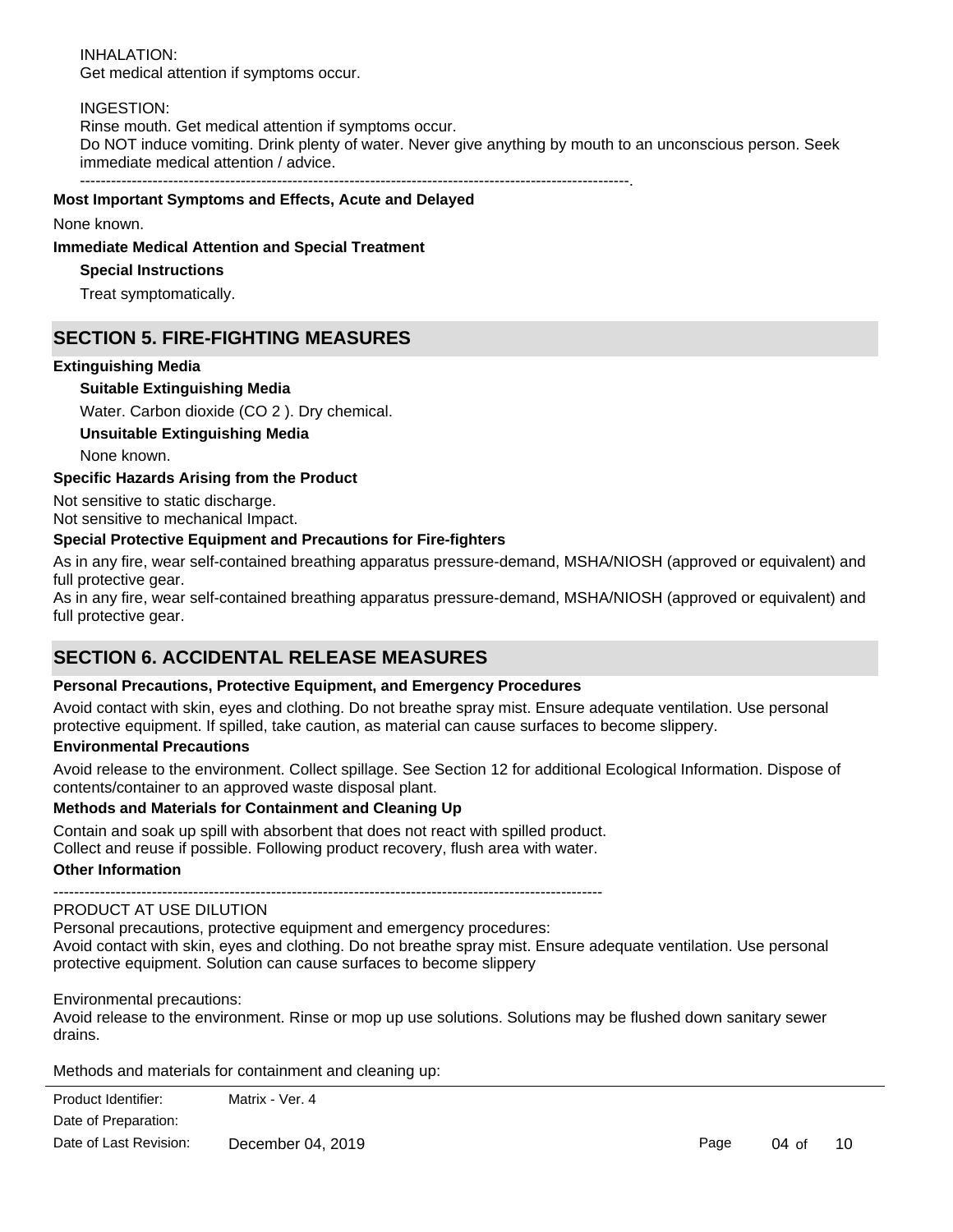INHALATION:
Get medical attention if symptoms occur.

INGESTION:
Rinse mouth. Get medical attention if symptoms occur.
Do NOT induce vomiting. Drink plenty of water. Never give anything by mouth to an unconscious person. Seek immediate medical attention / advice.
-----------------------------------------------------------------------------------------------------------.

**Most Important Symptoms and Effects, Acute and Delayed**

None known.

**Immediate Medical Attention and Special Treatment**

**Special Instructions**

Treat symptomatically.

## SECTION 5. FIRE-FIGHTING MEASURES

**Extinguishing Media**

**Suitable Extinguishing Media**

Water. Carbon dioxide ($CO_2$). Dry chemical.

**Unsuitable Extinguishing Media**

None known.

**Specific Hazards Arising from the Product**

Not sensitive to static discharge.
Not sensitive to mechanical Impact.

**Special Protective Equipment and Precautions for Fire-fighters**

As in any fire, wear self-contained breathing apparatus pressure-demand, MSHA/NIOSH (approved or equivalent) and full protective gear.
As in any fire, wear self-contained breathing apparatus pressure-demand, MSHA/NIOSH (approved or equivalent) and full protective gear.

## SECTION 6. ACCIDENTAL RELEASE MEASURES

**Personal Precautions, Protective Equipment, and Emergency Procedures**

Avoid contact with skin, eyes and clothing. Do not breathe spray mist. Ensure adequate ventilation. Use personal protective equipment. If spilled, take caution, as material can cause surfaces to become slippery.

**Environmental Precautions**

Avoid release to the environment. Collect spillage. See Section 12 for additional Ecological Information. Dispose of contents/container to an approved waste disposal plant.

**Methods and Materials for Containment and Cleaning Up**

Contain and soak up spill with absorbent that does not react with spilled product.
Collect and reuse if possible. Following product recovery, flush area with water.

**Other Information**

-----------------------------------------------------------------------------------------------------------
PRODUCT AT USE DILUTION
Personal precautions, protective equipment and emergency procedures:
Avoid contact with skin, eyes and clothing. Do not breathe spray mist. Ensure adequate ventilation. Use personal protective equipment. Solution can cause surfaces to become slippery

Environmental precautions:
Avoid release to the environment. Rinse or mop up use solutions. Solutions may be flushed down sanitary sewer drains.

Methods and materials for containment and cleaning up: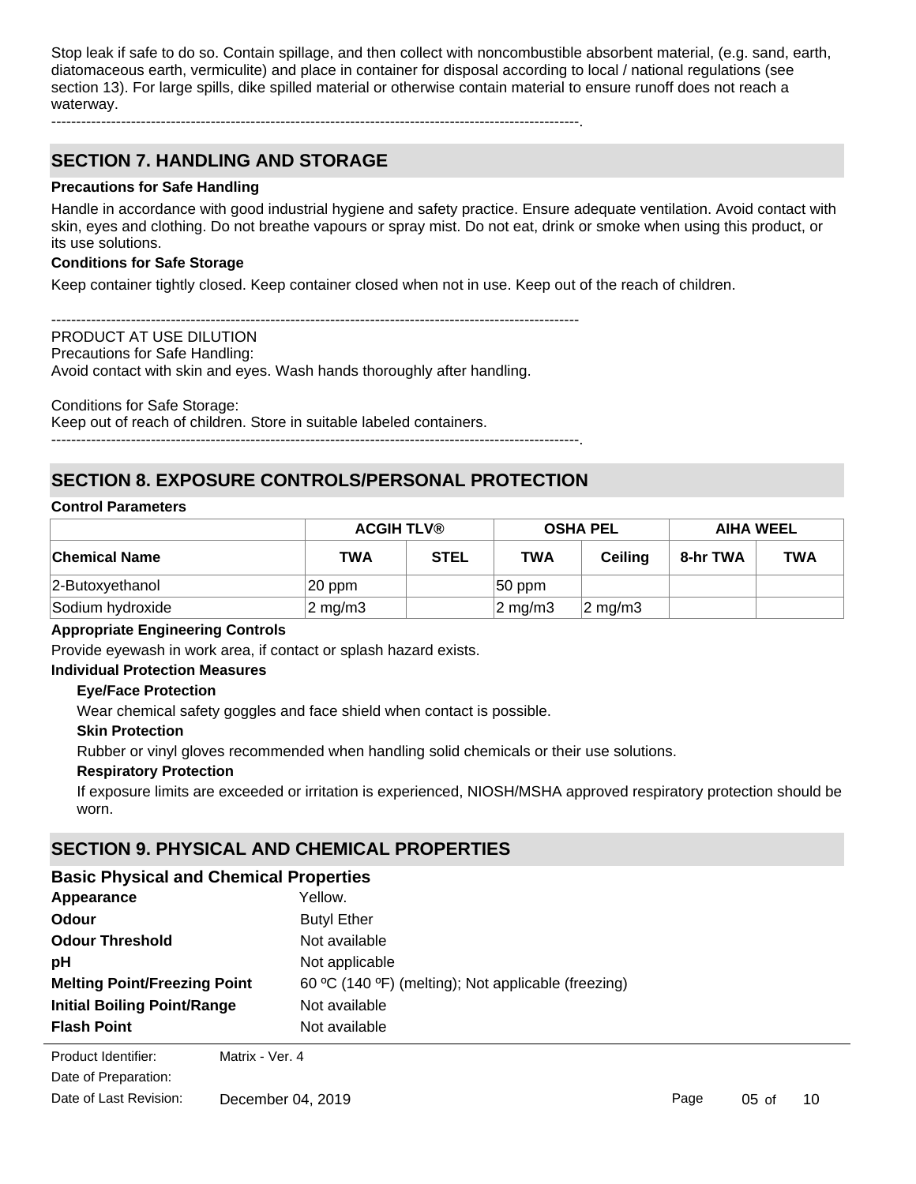Stop leak if safe to do so. Contain spillage, and then collect with noncombustible absorbent material, (e.g. sand, earth, diatomaceous earth, vermiculite) and place in container for disposal according to local / national regulations (see section 13). For large spills, dike spilled material or otherwise contain material to ensure runoff does not reach a waterway.

-----------------------------------------------------------------------------------------------------------.

## SECTION 7. HANDLING AND STORAGE

**Precautions for Safe Handling**

Handle in accordance with good industrial hygiene and safety practice. Ensure adequate ventilation. Avoid contact with skin, eyes and clothing. Do not breathe vapours or spray mist. Do not eat, drink or smoke when using this product, or its use solutions.

**Conditions for Safe Storage**

Keep container tightly closed. Keep container closed when not in use. Keep out of the reach of children.

-----------------------------------------------------------------------------------------------------------

PRODUCT AT USE DILUTION

Precautions for Safe Handling:

Avoid contact with skin and eyes. Wash hands thoroughly after handling.

Conditions for Safe Storage:

Keep out of reach of children. Store in suitable labeled containers.

-----------------------------------------------------------------------------------------------------------.

## SECTION 8. EXPOSURE CONTROLS/PERSONAL PROTECTION

**Control Parameters**

| | ACGIH TLV® | | OSHA PEL | | AIHA WEEL | |
|---|---|---|---|---|---|---|
| **Chemical Name** | **TWA** | **STEL** | **TWA** | **Ceiling** | **8-hr TWA** | **TWA** |
| 2-Butoxyethanol | 20 ppm | | 50 ppm | | | |
| Sodium hydroxide | 2 mg/m3 | | 2 mg/m3 | 2 mg/m3 | | |

**Appropriate Engineering Controls**

Provide eyewash in work area, if contact or splash hazard exists.

**Individual Protection Measures**

**Eye/Face Protection**

Wear chemical safety goggles and face shield when contact is possible.

**Skin Protection**

Rubber or vinyl gloves recommended when handling solid chemicals or their use solutions.

**Respiratory Protection**

If exposure limits are exceeded or irritation is experienced, NIOSH/MSHA approved respiratory protection should be worn.

## SECTION 9. PHYSICAL AND CHEMICAL PROPERTIES

### Basic Physical and Chemical Properties

| | |
|---|---|
| **Appearance** | Yellow. |
| **Odour** | Butyl Ether |
| **Odour Threshold** | Not available |
| **pH** | Not applicable |
| **Melting Point/Freezing Point** | 60 ºC (140 ºF) (melting); Not applicable (freezing) |
| **Initial Boiling Point/Range** | Not available |
| **Flash Point** | Not available |

Product Identifier: Matrix - Ver. 4

Date of Preparation:

Date of Last Revision: December 04, 2019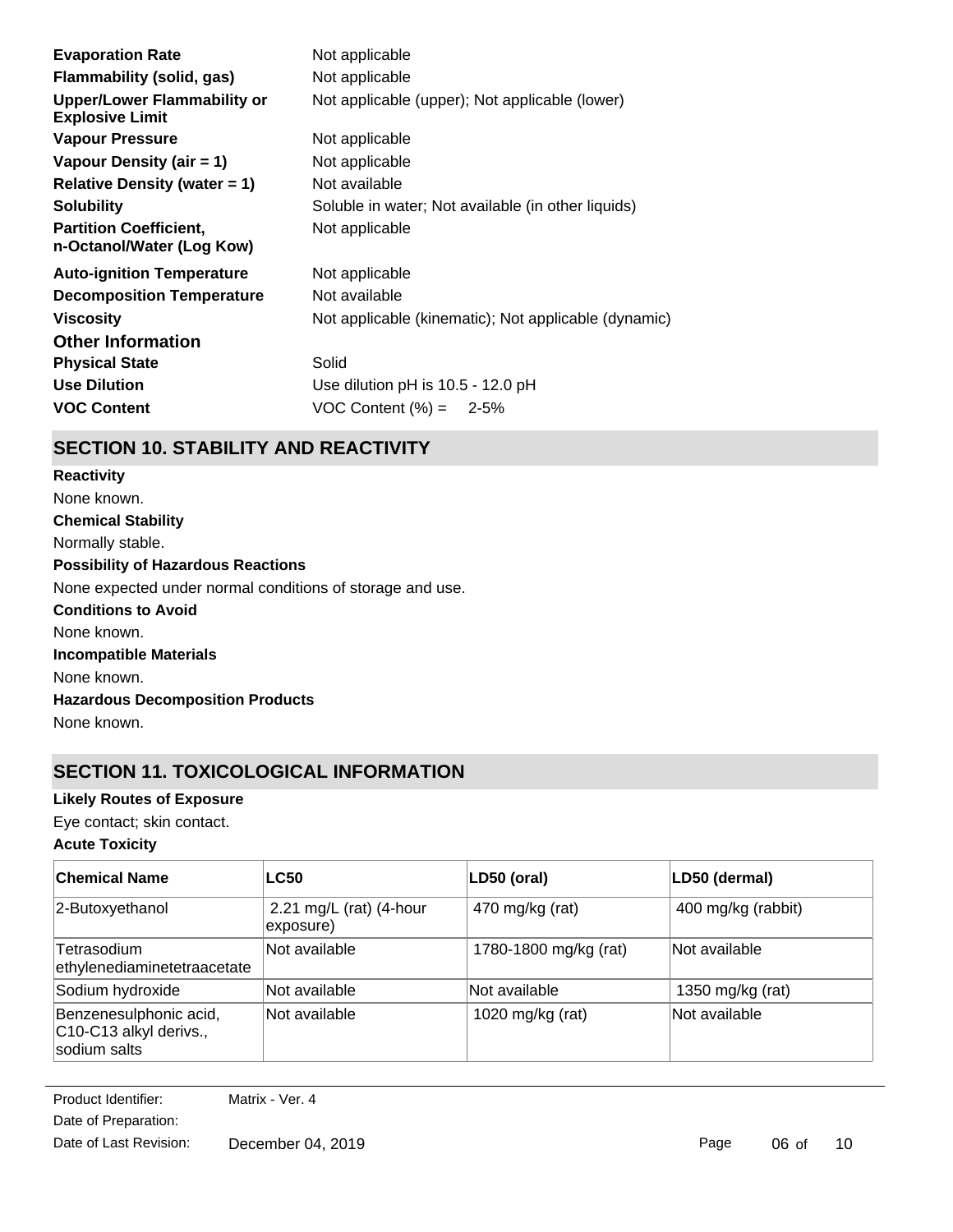| | |
|---|---|
| **Evaporation Rate** | Not applicable |
| **Flammability (solid, gas)** | Not applicable |
| **Upper/Lower Flammability or Explosive Limit** | Not applicable (upper); Not applicable (lower) |
| **Vapour Pressure** | Not applicable |
| **Vapour Density (air = 1)** | Not applicable |
| **Relative Density (water = 1)** | Not available |
| **Solubility** | Soluble in water; Not available (in other liquids) |
| **Partition Coefficient, n-Octanol/Water (Log Kow)** | Not applicable |
| **Auto-ignition Temperature** | Not applicable |
| **Decomposition Temperature** | Not available |
| **Viscosity** | Not applicable (kinematic); Not applicable (dynamic) |

### Other Information

| | |
|---|---|
| **Physical State** | Solid |
| **Use Dilution** | Use dilution pH is 10.5 - 12.0 pH |
| **VOC Content** | VOC Content (%) = 2-5% |

## SECTION 10. STABILITY AND REACTIVITY

**Reactivity**

None known.

**Chemical Stability**

Normally stable.

**Possibility of Hazardous Reactions**

None expected under normal conditions of storage and use.

**Conditions to Avoid**

None known.

**Incompatible Materials**

None known.

**Hazardous Decomposition Products**

None known.

## SECTION 11. TOXICOLOGICAL INFORMATION

**Likely Routes of Exposure**

Eye contact; skin contact.

**Acute Toxicity**

| Chemical Name | LC50 | LD50 (oral) | LD50 (dermal) |
|---|---|---|---|
| 2-Butoxyethanol | 2.21 mg/L (rat) (4-hour exposure) | 470 mg/kg (rat) | 400 mg/kg (rabbit) |
| Tetrasodium ethylenediaminetetraacetate | Not available | 1780-1800 mg/kg (rat) | Not available |
| Sodium hydroxide | Not available | Not available | 1350 mg/kg (rat) |
| Benzenesulphonic acid, C10-C13 alkyl derivs., sodium salts | Not available | 1020 mg/kg (rat) | Not available |

Product Identifier: Matrix - Ver. 4

Date of Preparation:

Date of Last Revision: December 04, 2019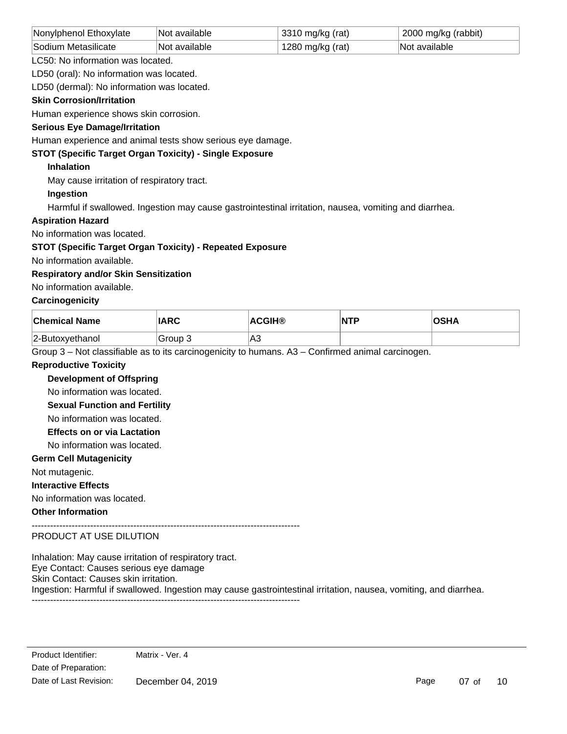| Nonylphenol Ethoxylate | Not available | 3310 mg/kg (rat) | 2000 mg/kg (rabbit) |
|---|---|---|---|
| Sodium Metasilicate | Not available | 1280 mg/kg (rat) | Not available |

LC50: No information was located.

LD50 (oral): No information was located.

LD50 (dermal): No information was located.

**Skin Corrosion/Irritation**

Human experience shows skin corrosion.

**Serious Eye Damage/Irritation**

Human experience and animal tests show serious eye damage.

**STOT (Specific Target Organ Toxicity) - Single Exposure**

**Inhalation**

May cause irritation of respiratory tract.

**Ingestion**

Harmful if swallowed. Ingestion may cause gastrointestinal irritation, nausea, vomiting and diarrhea.

**Aspiration Hazard**

No information was located.

**STOT (Specific Target Organ Toxicity) - Repeated Exposure**

No information available.

**Respiratory and/or Skin Sensitization**

No information available.

**Carcinogenicity**

| Chemical Name | IARC | ACGIH® | NTP | OSHA |
|---|---|---|---|---|
| 2-Butoxyethanol | Group 3 | A3 | | |

Group 3 – Not classifiable as to its carcinogenicity to humans. A3 – Confirmed animal carcinogen.

**Reproductive Toxicity**

**Development of Offspring**

No information was located.

**Sexual Function and Fertility**

No information was located.

**Effects on or via Lactation**

No information was located.

**Germ Cell Mutagenicity**

Not mutagenic.

**Interactive Effects**

No information was located.

**Other Information**

---

PRODUCT AT USE DILUTION

Inhalation: May cause irritation of respiratory tract.
Eye Contact: Causes serious eye damage
Skin Contact: Causes skin irritation.
Ingestion: Harmful if swallowed. Ingestion may cause gastrointestinal irritation, nausea, vomiting, and diarrhea.

---

Product Identifier: Matrix - Ver. 4
Date of Preparation:
Date of Last Revision: December 04, 2019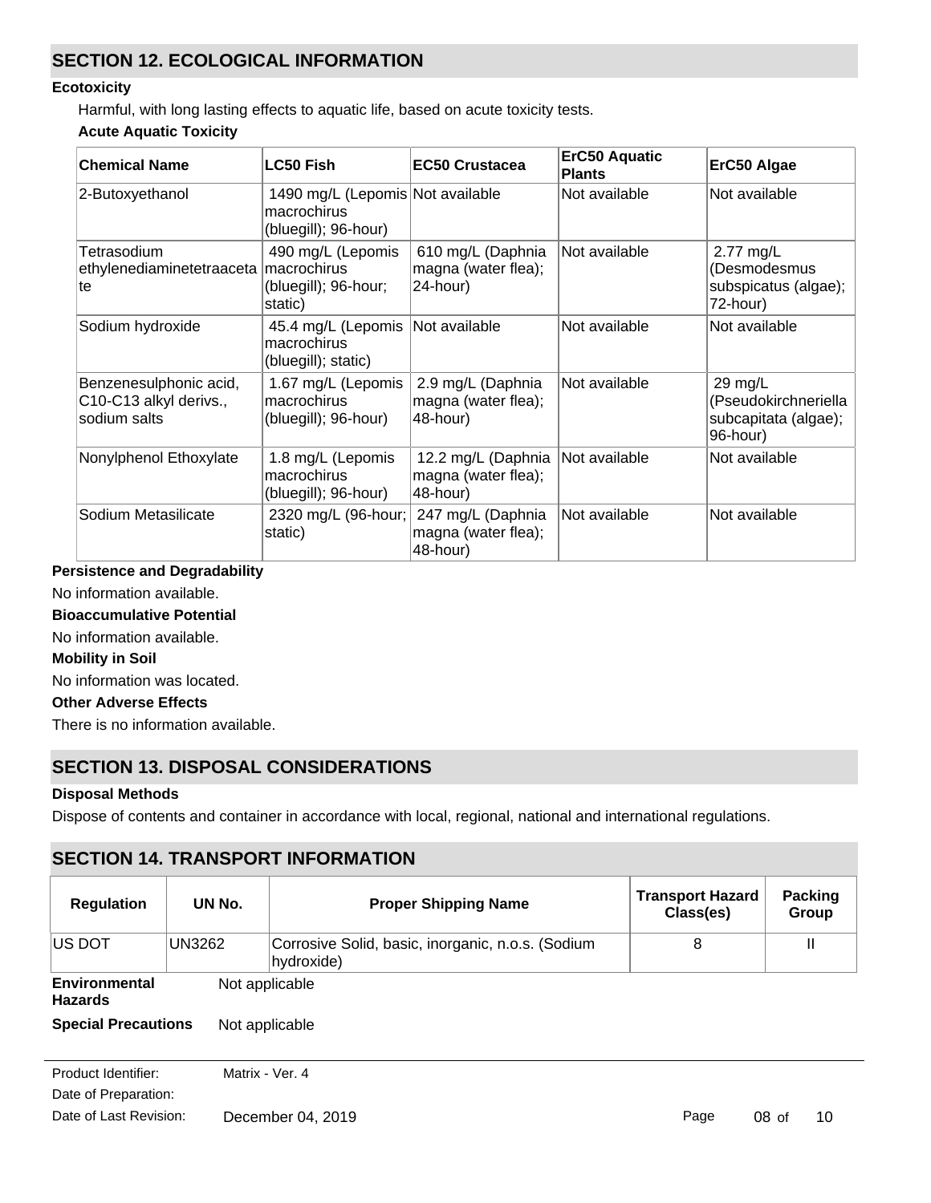## SECTION 12. ECOLOGICAL INFORMATION

### Ecotoxicity

Harmful, with long lasting effects to aquatic life, based on acute toxicity tests.

**Acute Aquatic Toxicity**

| Chemical Name | LC50 Fish | EC50 Crustacea | ErC50 Aquatic Plants | ErC50 Algae |
|---|---|---|---|---|
| 2-Butoxyethanol | 1490 mg/L (Lepomis macrochirus (bluegill); 96-hour) | Not available | Not available | Not available |
| Tetrasodium ethylenediaminetetraacetate | 490 mg/L (Lepomis macrochirus (bluegill); 96-hour; static) | 610 mg/L (Daphnia magna (water flea); 24-hour) | Not available | 2.77 mg/L (Desmodesmus subspicatus (algae); 72-hour) |
| Sodium hydroxide | 45.4 mg/L (Lepomis macrochirus (bluegill); static) | Not available | Not available | Not available |
| Benzenesulphonic acid, C10-C13 alkyl derivs., sodium salts | 1.67 mg/L (Lepomis macrochirus (bluegill); 96-hour) | 2.9 mg/L (Daphnia magna (water flea); 48-hour) | Not available | 29 mg/L (Pseudokirchneriella subcapitata (algae); 96-hour) |
| Nonylphenol Ethoxylate | 1.8 mg/L (Lepomis macrochirus (bluegill); 96-hour) | 12.2 mg/L (Daphnia magna (water flea); 48-hour) | Not available | Not available |
| Sodium Metasilicate | 2320 mg/L (96-hour; static) | 247 mg/L (Daphnia magna (water flea); 48-hour) | Not available | Not available |

### Persistence and Degradability

No information available.

### Bioaccumulative Potential

No information available.

### Mobility in Soil

No information was located.

### Other Adverse Effects

There is no information available.

## SECTION 13. DISPOSAL CONSIDERATIONS

### Disposal Methods

Dispose of contents and container in accordance with local, regional, national and international regulations.

## SECTION 14. TRANSPORT INFORMATION

| Regulation | UN No. | Proper Shipping Name | Transport Hazard Class(es) | Packing Group |
|---|---|---|---|---|
| US DOT | UN3262 | Corrosive Solid, basic, inorganic, n.o.s. (Sodium hydroxide) | 8 | II |

**Environmental Hazards** Not applicable

**Special Precautions** Not applicable

Product Identifier: Matrix - Ver. 4

Date of Preparation:

Date of Last Revision: December 04, 2019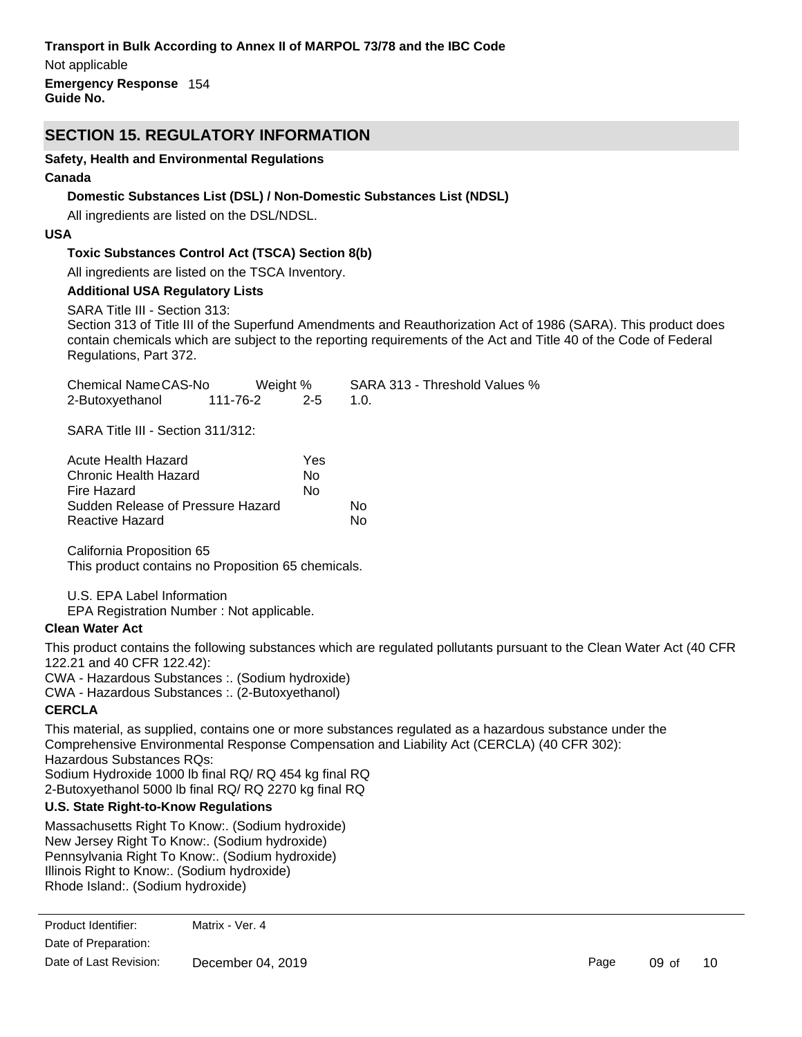**Transport in Bulk According to Annex II of MARPOL 73/78 and the IBC Code**

Not applicable

**Emergency Response Guide No.** 154

## SECTION 15. REGULATORY INFORMATION

**Safety, Health and Environmental Regulations**

**Canada**

**Domestic Substances List (DSL) / Non-Domestic Substances List (NDSL)**

All ingredients are listed on the DSL/NDSL.

**USA**

**Toxic Substances Control Act (TSCA) Section 8(b)**

All ingredients are listed on the TSCA Inventory.

**Additional USA Regulatory Lists**

SARA Title III - Section 313:

Section 313 of Title III of the Superfund Amendments and Reauthorization Act of 1986 (SARA). This product does contain chemicals which are subject to the reporting requirements of the Act and Title 40 of the Code of Federal Regulations, Part 372.

| Chemical Name | CAS-No | Weight % | SARA 313 - Threshold Values % |
| --- | --- | --- | --- |
| 2-Butoxyethanol | 111-76-2 | 2-5 | 1.0. |

SARA Title III - Section 311/312:

| | |
| --- | --- |
| Acute Health Hazard | Yes |
| Chronic Health Hazard | No |
| Fire Hazard | No |
| Sudden Release of Pressure Hazard | No |
| Reactive Hazard | No |

California Proposition 65

This product contains no Proposition 65 chemicals.

U.S. EPA Label Information

EPA Registration Number : Not applicable.

**Clean Water Act**

This product contains the following substances which are regulated pollutants pursuant to the Clean Water Act (40 CFR 122.21 and 40 CFR 122.42):

CWA - Hazardous Substances :. (Sodium hydroxide)

CWA - Hazardous Substances :. (2-Butoxyethanol)

**CERCLA**

This material, as supplied, contains one or more substances regulated as a hazardous substance under the Comprehensive Environmental Response Compensation and Liability Act (CERCLA) (40 CFR 302):

Hazardous Substances RQs:

Sodium Hydroxide 1000 lb final RQ/ RQ 454 kg final RQ

2-Butoxyethanol 5000 lb final RQ/ RQ 2270 kg final RQ

**U.S. State Right-to-Know Regulations**

Massachusetts Right To Know:. (Sodium hydroxide)

New Jersey Right To Know:. (Sodium hydroxide)

Pennsylvania Right To Know:. (Sodium hydroxide)

Illinois Right to Know:. (Sodium hydroxide)

Rhode Island:. (Sodium hydroxide)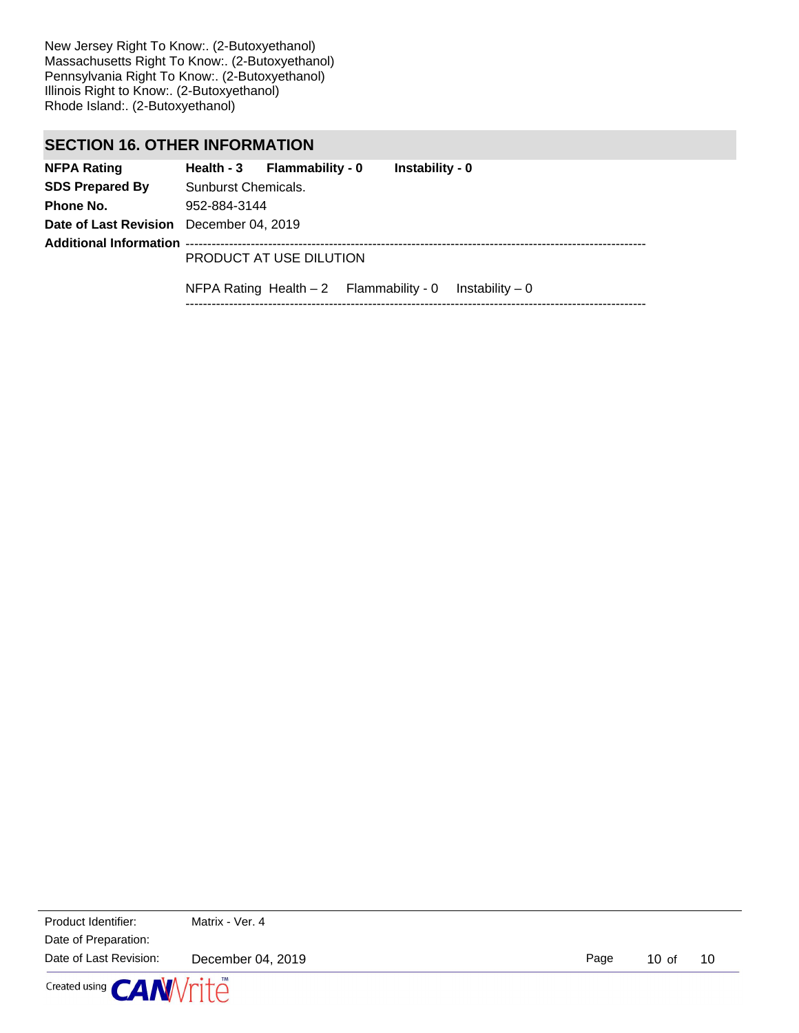New Jersey Right To Know:. (2-Butoxyethanol)
Massachusetts Right To Know:. (2-Butoxyethanol)
Pennsylvania Right To Know:. (2-Butoxyethanol)
Illinois Right to Know:. (2-Butoxyethanol)
Rhode Island:. (2-Butoxyethanol)

## SECTION 16. OTHER INFORMATION

**NFPA Rating** **Health - 3** **Flammability - 0** **Instability - 0**

**SDS Prepared By** Sunburst Chemicals.

**Phone No.** 952-884-3144

**Date of Last Revision** December 04, 2019

**Additional Information** -----------------------------------------------------------------------------------------------------

PRODUCT AT USE DILUTION

NFPA Rating Health – 2 Flammability - 0 Instability – 0

-----------------------------------------------------------------------------------------------------